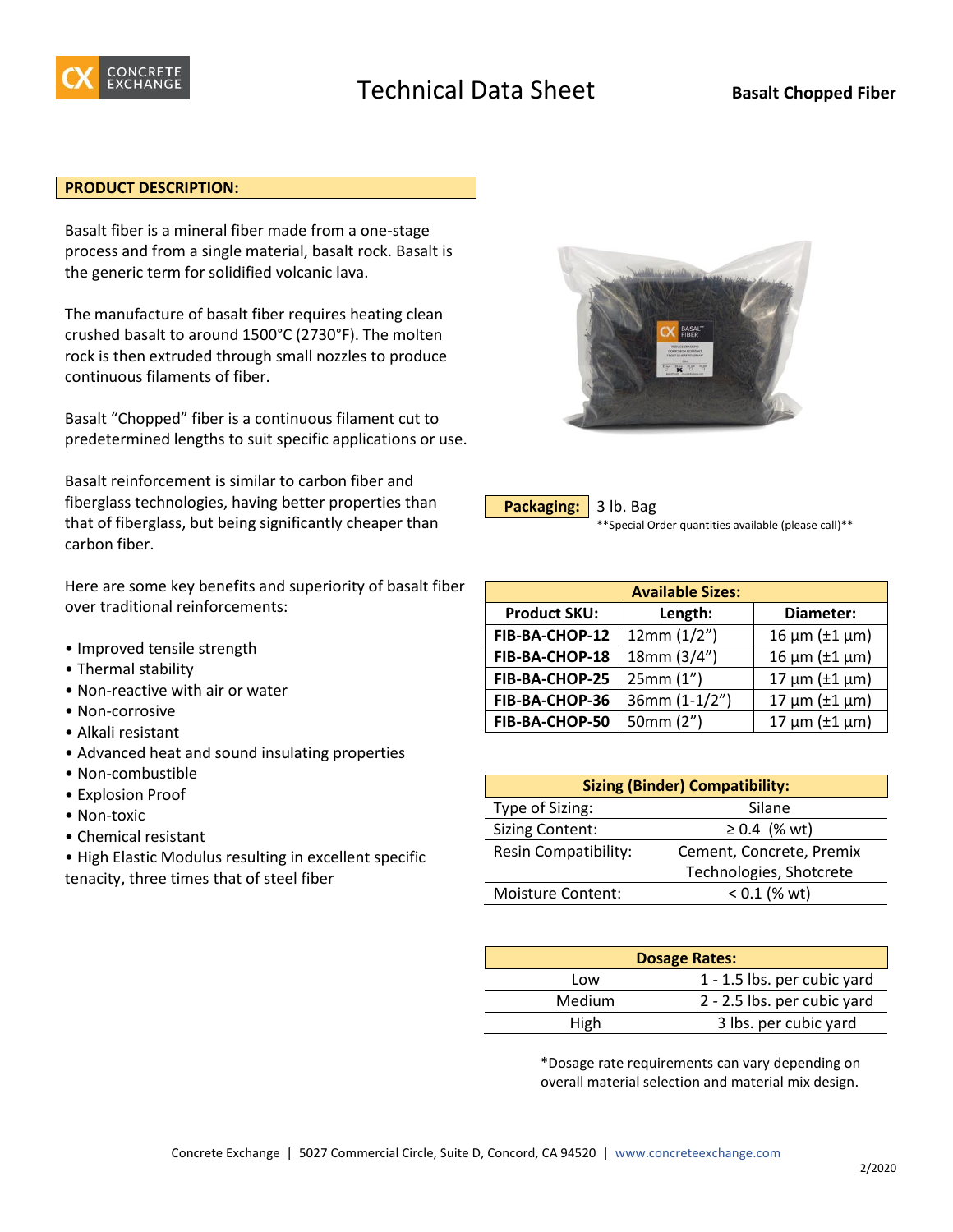# Technical Data Sheet

**Basalt Chopped Fiber**

## PRODUCT DESCRIPTION:

Basalt fiber is a mineral fiber made from a one-stage process and from a single material, basalt rock. Basalt is the generic term for solidified volcanic lava.

The manufacture of basalt fiber requires heating clean crushed basalt to around 1500°C (2730°F). The molten rock is then extruded through small nozzles to produce continuous filaments of fiber.

Basalt "Chopped" fiber is a continuous filament cut to predetermined lengths to suit specific applications or use.

Basalt reinforcement is similar to carbon fiber and fiberglass technologies, having better properties than that of fiberglass, but being significantly cheaper than carbon fiber.

Here are some key benefits and superiority of basalt fiber over traditional reinforcements:

- Improved tensile strength
- Thermal stability
- Non-reactive with air or water
- Non-corrosive
- Alkali resistant
- Advanced heat and sound insulating properties
- Non-combustible
- Explosion Proof
- Non-toxic
- Chemical resistant
- High Elastic Modulus resulting in excellent specific tenacity, three times that of steel fiber

**Packaging:** 3 lb. Bag

**Special Order quantities available (please call)**

| Available Sizes: | | |
|---|---|---|
| **Product SKU:** | **Length:** | **Diameter:** |
| **FIB-BA-CHOP-12** | 12mm (1/2") | 16 µm (±1 µm) |
| **FIB-BA-CHOP-18** | 18mm (3/4") | 16 µm (±1 µm) |
| **FIB-BA-CHOP-25** | 25mm (1") | 17 µm (±1 µm) |
| **FIB-BA-CHOP-36** | 36mm (1-1/2") | 17 µm (±1 µm) |
| **FIB-BA-CHOP-50** | 50mm (2") | 17 µm (±1 µm) |

| Sizing (Binder) Compatibility: | |
|---|---|
| Type of Sizing: | Silane |
| Sizing Content: | ≥ 0.4 (% wt) |
| Resin Compatibility: | Cement, Concrete, Premix Technologies, Shotcrete |
| Moisture Content: | < 0.1 (% wt) |

| Dosage Rates: | |
|---|---|
| Low | 1 - 1.5 lbs. per cubic yard |
| Medium | 2 - 2.5 lbs. per cubic yard |
| High | 3 lbs. per cubic yard |

*Dosage rate requirements can vary depending on overall material selection and material mix design.

Concrete Exchange | 5027 Commercial Circle, Suite D, Concord, CA 94520 | www.concreteexchange.com

2/2020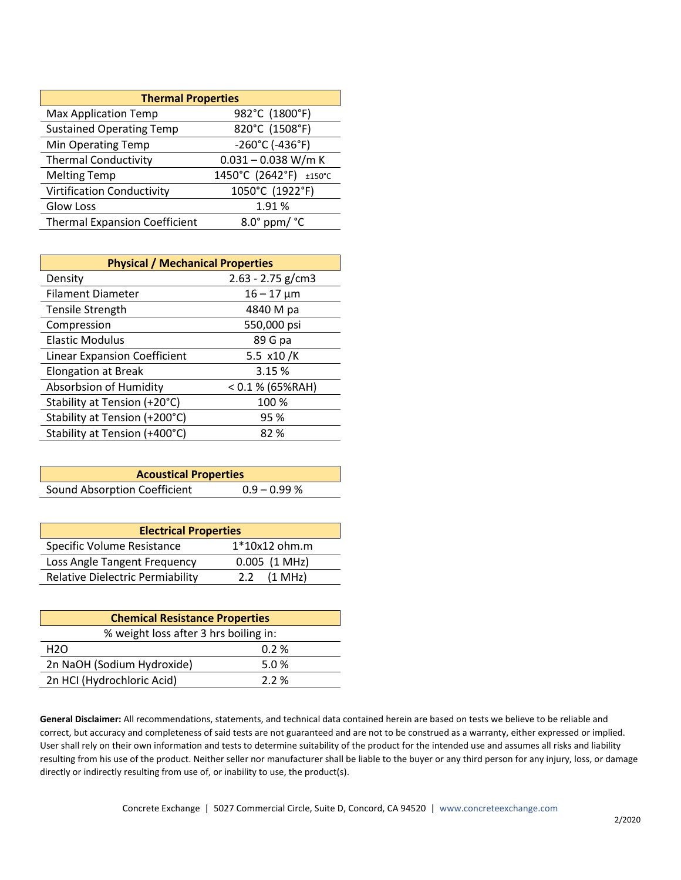| Thermal Properties | |
|---|---|
| Max Application Temp | 982°C (1800°F) |
| Sustained Operating Temp | 820°C (1508°F) |
| Min Operating Temp | -260°C (-436°F) |
| Thermal Conductivity | 0.031 – 0.038 W/m K |
| Melting Temp | 1450°C (2642°F) ±150°C |
| Virtification Conductivity | 1050°C (1922°F) |
| Glow Loss | 1.91 % |
| Thermal Expansion Coefficient | 8.0° ppm/ °C |

| Physical / Mechanical Properties | |
|---|---|
| Density | 2.63 - 2.75 g/cm3 |
| Filament Diameter | 16 – 17 µm |
| Tensile Strength | 4840 M pa |
| Compression | 550,000 psi |
| Elastic Modulus | 89 G pa |
| Linear Expansion Coefficient | 5.5 x10 /K |
| Elongation at Break | 3.15 % |
| Absorbsion of Humidity | < 0.1 % (65%RAH) |
| Stability at Tension (+20°C) | 100 % |
| Stability at Tension (+200°C) | 95 % |
| Stability at Tension (+400°C) | 82 % |

| Acoustical Properties | |
|---|---|
| Sound Absorption Coefficient | 0.9 – 0.99 % |

| Electrical Properties | |
|---|---|
| Specific Volume Resistance | 1*10x12 ohm.m |
| Loss Angle Tangent Frequency | 0.005 (1 MHz) |
| Relative Dielectric Permiability | 2.2 (1 MHz) |

| Chemical Resistance Properties | |
|---|---|
| % weight loss after 3 hrs boiling in: | |
| H2O | 0.2 % |
| 2n NaOH (Sodium Hydroxide) | 5.0 % |
| 2n HCI (Hydrochloric Acid) | 2.2 % |

**General Disclaimer:** All recommendations, statements, and technical data contained herein are based on tests we believe to be reliable and correct, but accuracy and completeness of said tests are not guaranteed and are not to be construed as a warranty, either expressed or implied. User shall rely on their own information and tests to determine suitability of the product for the intended use and assumes all risks and liability resulting from his use of the product. Neither seller nor manufacturer shall be liable to the buyer or any third person for any injury, loss, or damage directly or indirectly resulting from use of, or inability to use, the product(s).

Concrete Exchange | 5027 Commercial Circle, Suite D, Concord, CA 94520 | www.concreteexchange.com

2/2020